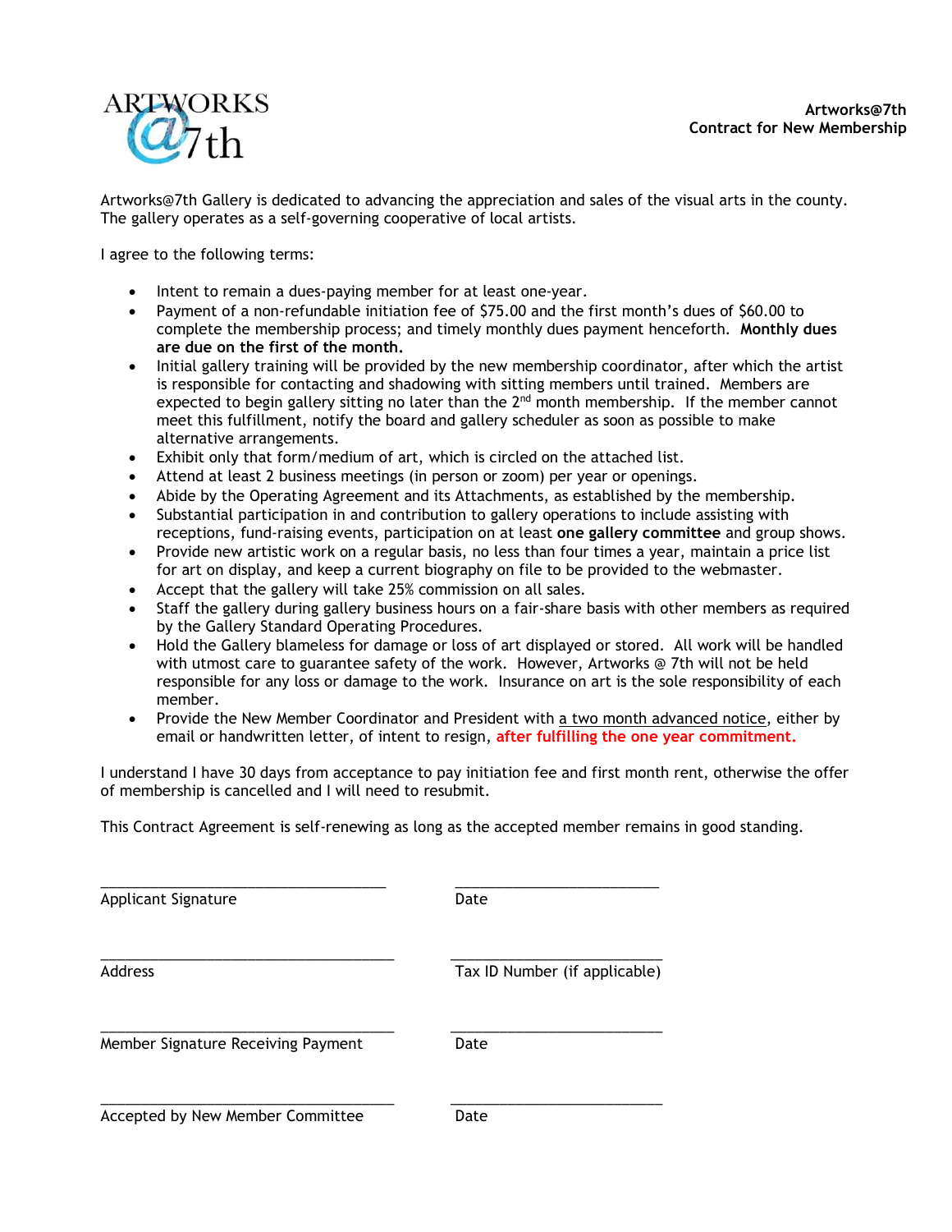ARTWORKS @7th

**Artworks@7th**
**Contract for New Membership**

Artworks@7th Gallery is dedicated to advancing the appreciation and sales of the visual arts in the county. The gallery operates as a self-governing cooperative of local artists.

I agree to the following terms:

- Intent to remain a dues-paying member for at least one-year.
- Payment of a non-refundable initiation fee of $75.00 and the first month's dues of $60.00 to complete the membership process; and timely monthly dues payment henceforth. **Monthly dues are due on the first of the month.**
- Initial gallery training will be provided by the new membership coordinator, after which the artist is responsible for contacting and shadowing with sitting members until trained. Members are expected to begin gallery sitting no later than the 2nd month membership. If the member cannot meet this fulfillment, notify the board and gallery scheduler as soon as possible to make alternative arrangements.
- Exhibit only that form/medium of art, which is circled on the attached list.
- Attend at least 2 business meetings (in person or zoom) per year or openings.
- Abide by the Operating Agreement and its Attachments, as established by the membership.
- Substantial participation in and contribution to gallery operations to include assisting with receptions, fund-raising events, participation on at least **one gallery committee** and group shows.
- Provide new artistic work on a regular basis, no less than four times a year, maintain a price list for art on display, and keep a current biography on file to be provided to the webmaster.
- Accept that the gallery will take 25% commission on all sales.
- Staff the gallery during gallery business hours on a fair-share basis with other members as required by the Gallery Standard Operating Procedures.
- Hold the Gallery blameless for damage or loss of art displayed or stored. All work will be handled with utmost care to guarantee safety of the work. However, Artworks @ 7th will not be held responsible for any loss or damage to the work. Insurance on art is the sole responsibility of each member.
- Provide the New Member Coordinator and President with a two month advanced notice, either by email or handwritten letter, of intent to resign, **after fulfilling the one year commitment.**

I understand I have 30 days from acceptance to pay initiation fee and first month rent, otherwise the offer of membership is cancelled and I will need to resubmit.

This Contract Agreement is self-renewing as long as the accepted member remains in good standing.

____________________________________ ______________________
Applicant Signature Date

____________________________________ ______________________
Address Tax ID Number (if applicable)

____________________________________ ______________________
Member Signature Receiving Payment Date

____________________________________ ______________________
Accepted by New Member Committee Date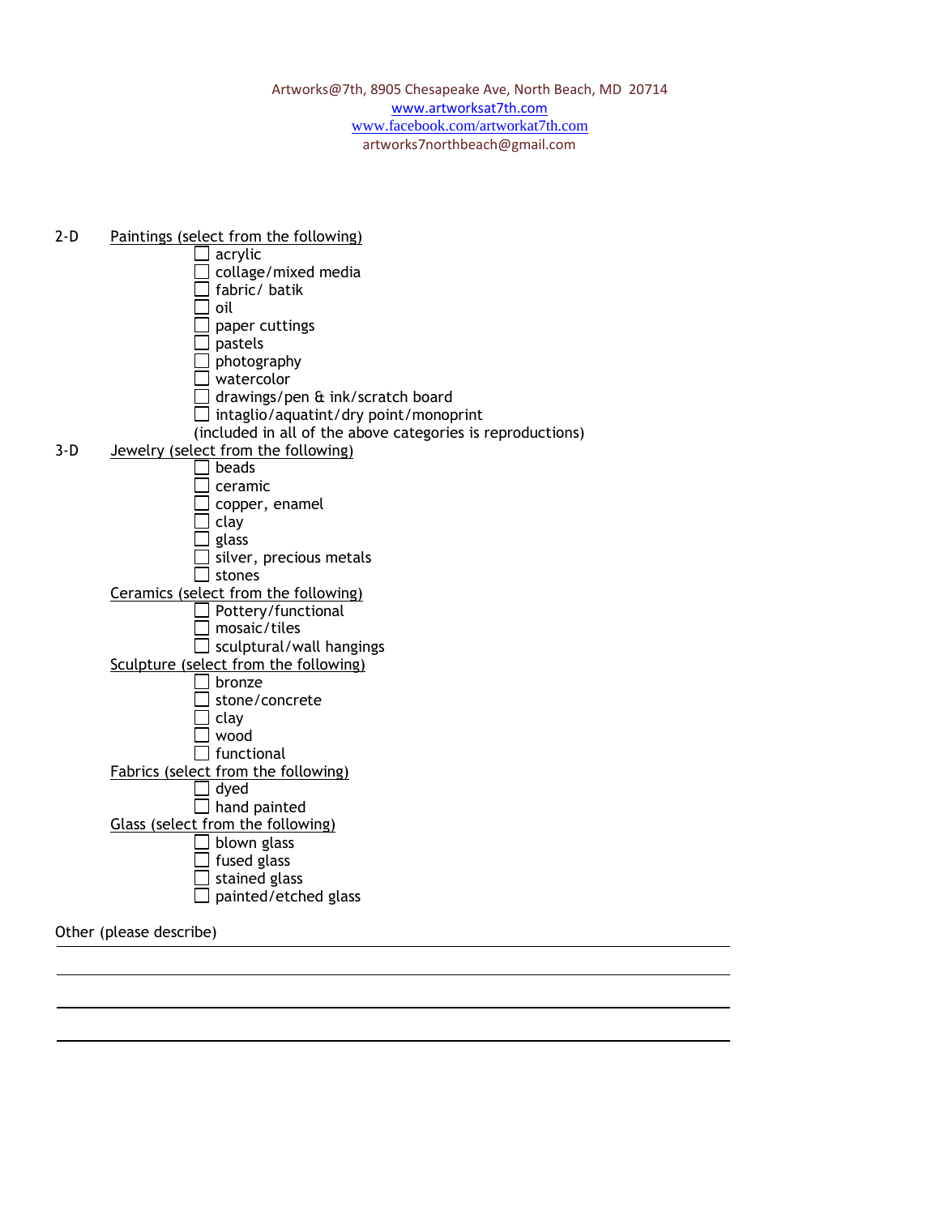Artworks@7th, 8905 Chesapeake Ave, North Beach, MD 20714
www.artworksat7th.com
www.facebook.com/artworkat7th.com
artworks7northbeach@gmail.com

2-D Paintings (select from the following)

- ☐ acrylic
- ☐ collage/mixed media
- ☐ fabric/ batik
- ☐ oil
- ☐ paper cuttings
- ☐ pastels
- ☐ photography
- ☐ watercolor
- ☐ drawings/pen & ink/scratch board
- ☐ intaglio/aquatint/dry point/monoprint

(included in all of the above categories is reproductions)

3-D Jewelry (select from the following)

- ☐ beads
- ☐ ceramic
- ☐ copper, enamel
- ☐ clay
- ☐ glass
- ☐ silver, precious metals
- ☐ stones

Ceramics (select from the following)

- ☐ Pottery/functional
- ☐ mosaic/tiles
- ☐ sculptural/wall hangings

Sculpture (select from the following)

- ☐ bronze
- ☐ stone/concrete
- ☐ clay
- ☐ wood
- ☐ functional

Fabrics (select from the following)

- ☐ dyed
- ☐ hand painted

Glass (select from the following)

- ☐ blown glass
- ☐ fused glass
- ☐ stained glass
- ☐ painted/etched glass

Other (please describe) ________________________________________________

________________________________________________________________

________________________________________________________________

________________________________________________________________